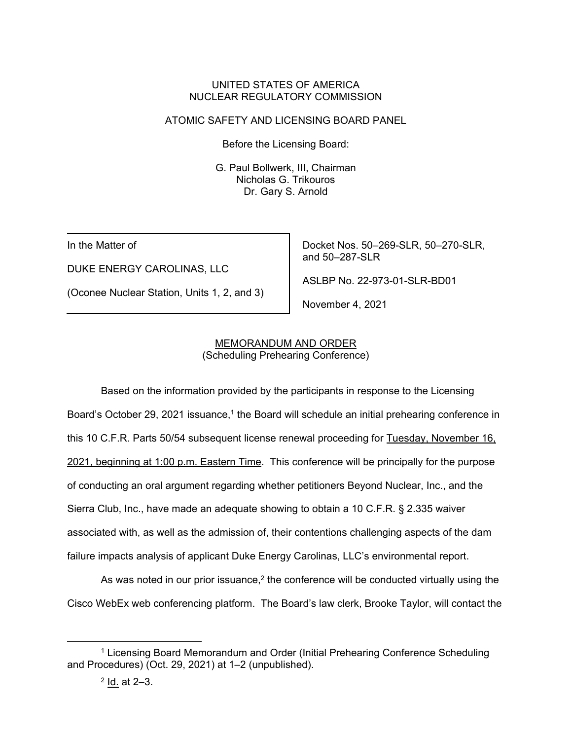UNITED STATES OF AMERICA
NUCLEAR REGULATORY COMMISSION

ATOMIC SAFETY AND LICENSING BOARD PANEL

Before the Licensing Board:

G. Paul Bollwerk, III, Chairman
Nicholas G. Trikouros
Dr. Gary S. Arnold

| | |
|---|---|
| In the Matter of<br><br>DUKE ENERGY CAROLINAS, LLC<br><br>(Oconee Nuclear Station, Units 1, 2, and 3) | Docket Nos. 50–269-SLR, 50–270-SLR, and 50–287-SLR<br><br>ASLBP No. 22-973-01-SLR-BD01<br><br>November 4, 2021 |

MEMORANDUM AND ORDER
(Scheduling Prehearing Conference)

Based on the information provided by the participants in response to the Licensing Board's October 29, 2021 issuance,[1] the Board will schedule an initial prehearing conference in this 10 C.F.R. Parts 50/54 subsequent license renewal proceeding for Tuesday, November 16, 2021, beginning at 1:00 p.m. Eastern Time. This conference will be principally for the purpose of conducting an oral argument regarding whether petitioners Beyond Nuclear, Inc., and the Sierra Club, Inc., have made an adequate showing to obtain a 10 C.F.R. § 2.335 waiver associated with, as well as the admission of, their contentions challenging aspects of the dam failure impacts analysis of applicant Duke Energy Carolinas, LLC's environmental report.

As was noted in our prior issuance,[2] the conference will be conducted virtually using the Cisco WebEx web conferencing platform. The Board's law clerk, Brooke Taylor, will contact the

[1] Licensing Board Memorandum and Order (Initial Prehearing Conference Scheduling and Procedures) (Oct. 29, 2021) at 1–2 (unpublished).

[2] Id. at 2–3.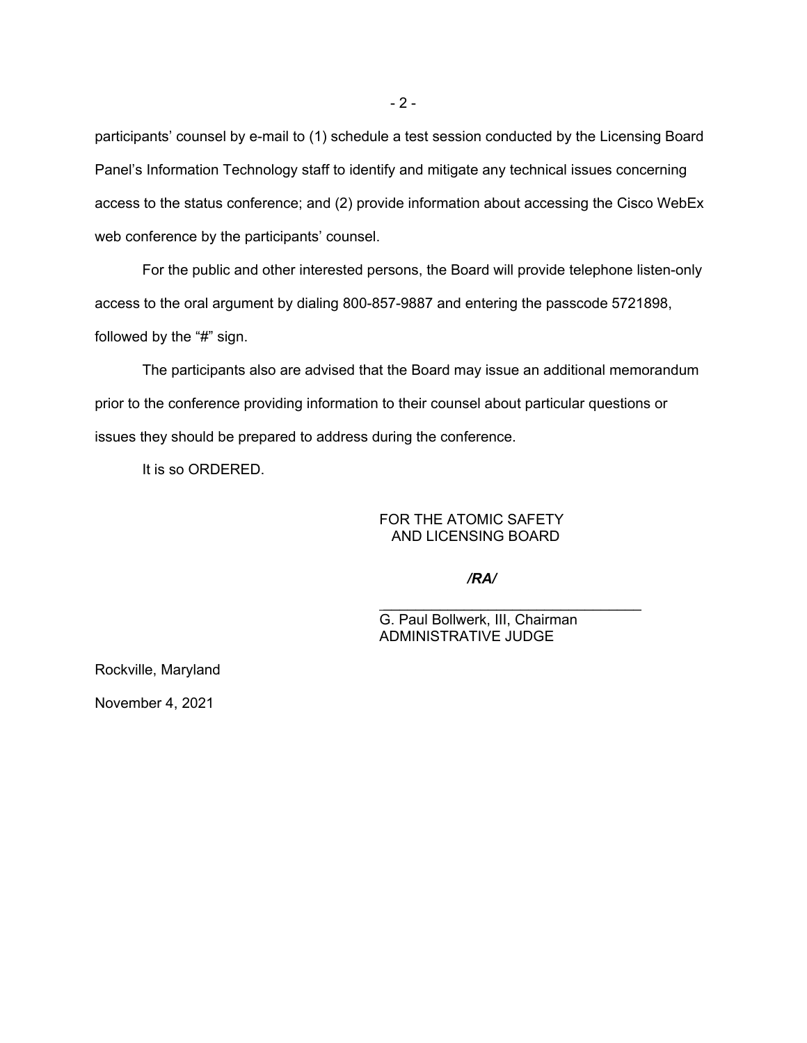participants' counsel by e-mail to (1) schedule a test session conducted by the Licensing Board Panel's Information Technology staff to identify and mitigate any technical issues concerning access to the status conference; and (2) provide information about accessing the Cisco WebEx web conference by the participants' counsel.

For the public and other interested persons, the Board will provide telephone listen-only access to the oral argument by dialing 800-857-9887 and entering the passcode 5721898, followed by the "#" sign.

The participants also are advised that the Board may issue an additional memorandum prior to the conference providing information to their counsel about particular questions or issues they should be prepared to address during the conference.

It is so ORDERED.

FOR THE ATOMIC SAFETY
AND LICENSING BOARD

*/RA/*

______________________________
G. Paul Bollwerk, III, Chairman
ADMINISTRATIVE JUDGE

Rockville, Maryland

November 4, 2021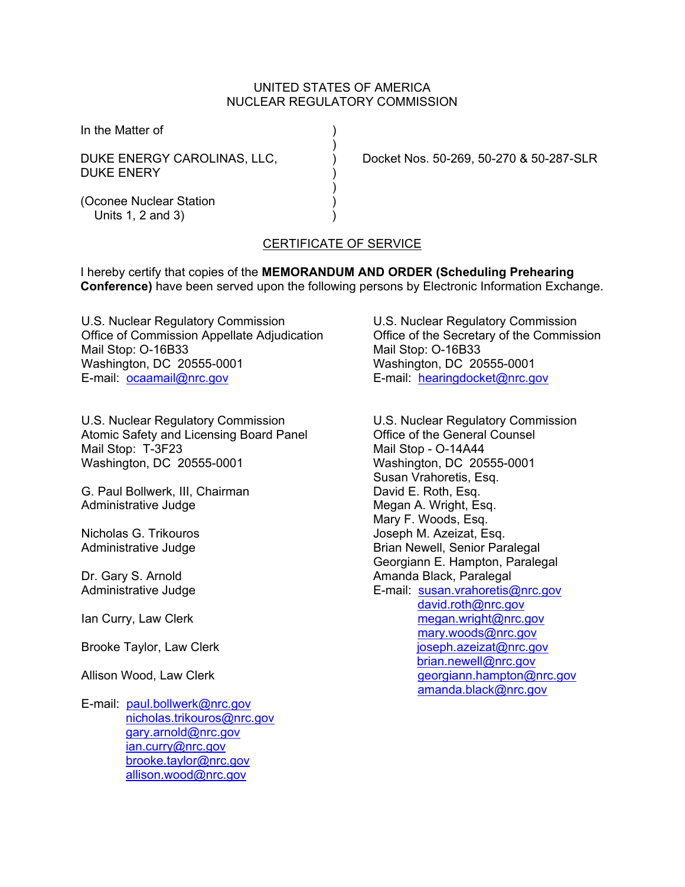UNITED STATES OF AMERICA
NUCLEAR REGULATORY COMMISSION

In the Matter of )
)
DUKE ENERGY CAROLINAS, LLC, ) Docket Nos. 50-269, 50-270 & 50-287-SLR
DUKE ENERY )
)
(Oconee Nuclear Station )
Units 1, 2 and 3) )

CERTIFICATE OF SERVICE

I hereby certify that copies of the **MEMORANDUM AND ORDER (Scheduling Prehearing Conference)** have been served upon the following persons by Electronic Information Exchange.

U.S. Nuclear Regulatory Commission
Office of Commission Appellate Adjudication
Mail Stop: O-16B33
Washington, DC 20555-0001
E-mail: ocaamail@nrc.gov

U.S. Nuclear Regulatory Commission
Office of the Secretary of the Commission
Mail Stop: O-16B33
Washington, DC 20555-0001
E-mail: hearingdocket@nrc.gov

U.S. Nuclear Regulatory Commission
Atomic Safety and Licensing Board Panel
Mail Stop: T-3F23
Washington, DC 20555-0001

G. Paul Bollwerk, III, Chairman
Administrative Judge

Nicholas G. Trikouros
Administrative Judge

Dr. Gary S. Arnold
Administrative Judge

Ian Curry, Law Clerk

Brooke Taylor, Law Clerk

Allison Wood, Law Clerk

E-mail: paul.bollwerk@nrc.gov
nicholas.trikouros@nrc.gov
gary.arnold@nrc.gov
ian.curry@nrc.gov
brooke.taylor@nrc.gov
allison.wood@nrc.gov

U.S. Nuclear Regulatory Commission
Office of the General Counsel
Mail Stop - O-14A44
Washington, DC 20555-0001
Susan Vrahoretis, Esq.
David E. Roth, Esq.
Megan A. Wright, Esq.
Mary F. Woods, Esq.
Joseph M. Azeizat, Esq.
Brian Newell, Senior Paralegal
Georgiann E. Hampton, Paralegal
Amanda Black, Paralegal
E-mail: susan.vrahoretis@nrc.gov
david.roth@nrc.gov
megan.wright@nrc.gov
mary.woods@nrc.gov
joseph.azeizat@nrc.gov
brian.newell@nrc.gov
georgiann.hampton@nrc.gov
amanda.black@nrc.gov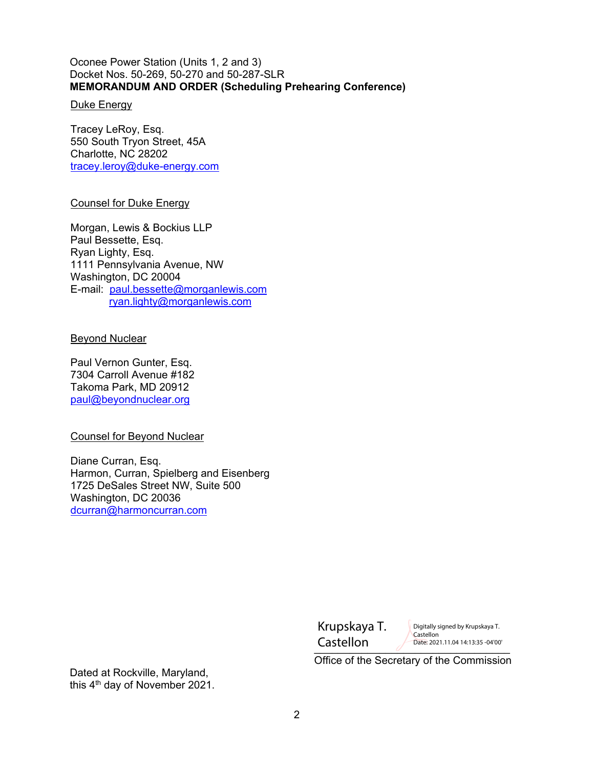Oconee Power Station (Units 1, 2 and 3)
Docket Nos. 50-269, 50-270 and 50-287-SLR
**MEMORANDUM AND ORDER (Scheduling Prehearing Conference)**

Duke Energy

Tracey LeRoy, Esq.
550 South Tryon Street, 45A
Charlotte, NC 28202
tracey.leroy@duke-energy.com

Counsel for Duke Energy

Morgan, Lewis & Bockius LLP
Paul Bessette, Esq.
Ryan Lighty, Esq.
1111 Pennsylvania Avenue, NW
Washington, DC 20004
E-mail: paul.bessette@morganlewis.com
ryan.lighty@morganlewis.com

Beyond Nuclear

Paul Vernon Gunter, Esq.
7304 Carroll Avenue #182
Takoma Park, MD 20912
paul@beyondnuclear.org

Counsel for Beyond Nuclear

Diane Curran, Esq.
Harmon, Curran, Spielberg and Eisenberg
1725 DeSales Street NW, Suite 500
Washington, DC 20036
dcurran@harmoncurran.com

Krupskaya T. Castellon
Digitally signed by Krupskaya T. Castellon
Date: 2021.11.04 14:13:35 -04'00'

Office of the Secretary of the Commission

Dated at Rockville, Maryland,
this 4th day of November 2021.